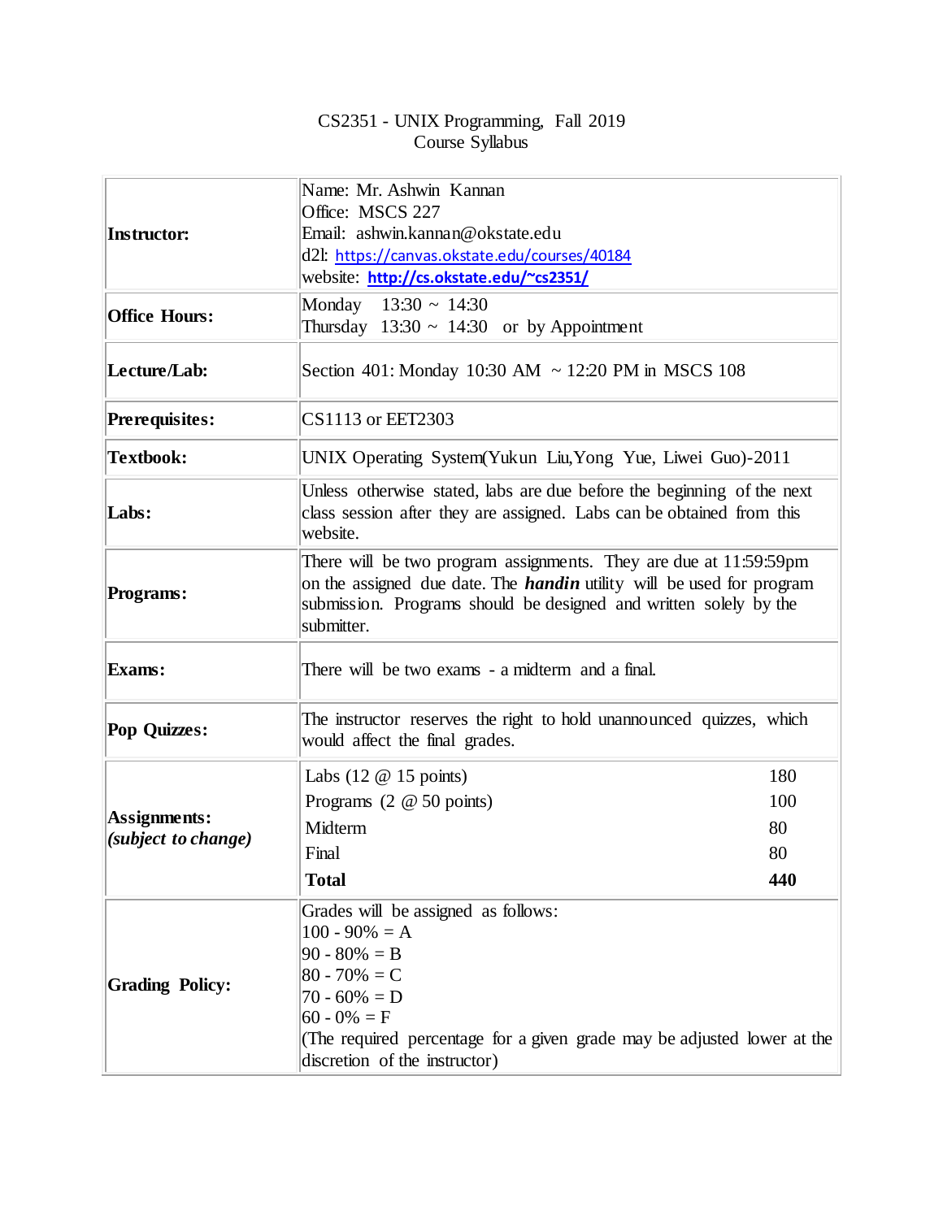# CS2351 - UNIX Programming, Fall 2019
## Course Syllabus

| | |
|---|---|
| **Instructor:** | Name: Mr. Ashwin Kannan<br>Office: MSCS 227<br>Email: ashwin.kannan@okstate.edu<br>d2l: https://canvas.okstate.edu/courses/40184<br>website: **http://cs.okstate.edu/~cs2351/** |
| **Office Hours:** | Monday 13:30 ~ 14:30<br>Thursday 13:30 ~ 14:30 or by Appointment |
| **Lecture/Lab:** | Section 401: Monday 10:30 AM ~ 12:20 PM in MSCS 108 |
| **Prerequisites:** | CS1113 or EET2303 |
| **Textbook:** | UNIX Operating System(Yukun Liu,Yong Yue, Liwei Guo)-2011 |
| **Labs:** | Unless otherwise stated, labs are due before the beginning of the next class session after they are assigned. Labs can be obtained from this website. |
| **Programs:** | There will be two program assignments. They are due at 11:59:59pm on the assigned due date. The ***handin*** utility will be used for program submission. Programs should be designed and written solely by the submitter. |
| **Exams:** | There will be two exams - a midterm and a final. |
| **Pop Quizzes:** | The instructor reserves the right to hold unannounced quizzes, which would affect the final grades. |
| **Assignments:**<br>***(subject to change)*** | Labs (12 @ 15 points) — 180<br>Programs (2 @ 50 points) — 100<br>Midterm — 80<br>Final — 80<br>**Total — 440** |
| **Grading Policy:** | Grades will be assigned as follows:<br>100 - 90% = A<br>90 - 80% = B<br>80 - 70% = C<br>70 - 60% = D<br>60 - 0% = F<br>(The required percentage for a given grade may be adjusted lower at the discretion of the instructor) |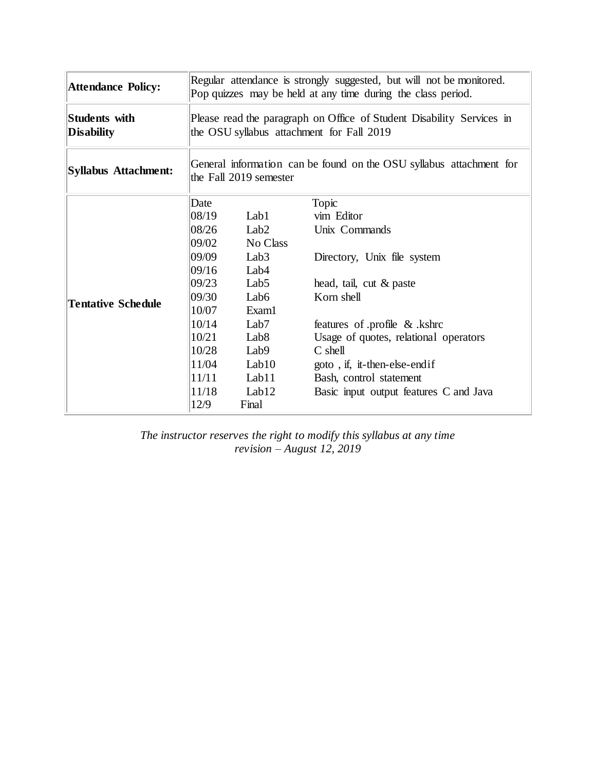| | |
|---|---|
| **Attendance Policy:** | Regular attendance is strongly suggested, but will not be monitored. Pop quizzes may be held at any time during the class period. |
| **Students with Disability** | Please read the paragraph on Office of Student Disability Services in the OSU syllabus attachment for Fall 2019 |
| **Syllabus Attachment:** | General information can be found on the OSU syllabus attachment for the Fall 2019 semester |
| **Tentative Schedule** | Date / Topic<br>08/19 Lab1 vim Editor<br>08/26 Lab2 Unix Commands<br>09/02 No Class<br>09/09 Lab3 Directory, Unix file system<br>09/16 Lab4<br>09/23 Lab5 head, tail, cut & paste<br>09/30 Lab6 Korn shell<br>10/07 Exam1<br>10/14 Lab7 features of .profile & .kshrc<br>10/21 Lab8 Usage of quotes, relational operators<br>10/28 Lab9 C shell<br>11/04 Lab10 goto , if, it-then-else-endif<br>11/11 Lab11 Bash, control statement<br>11/18 Lab12 Basic input output features C and Java<br>12/9 Final |

*The instructor reserves the right to modify this syllabus at any time*
*revision – August 12, 2019*